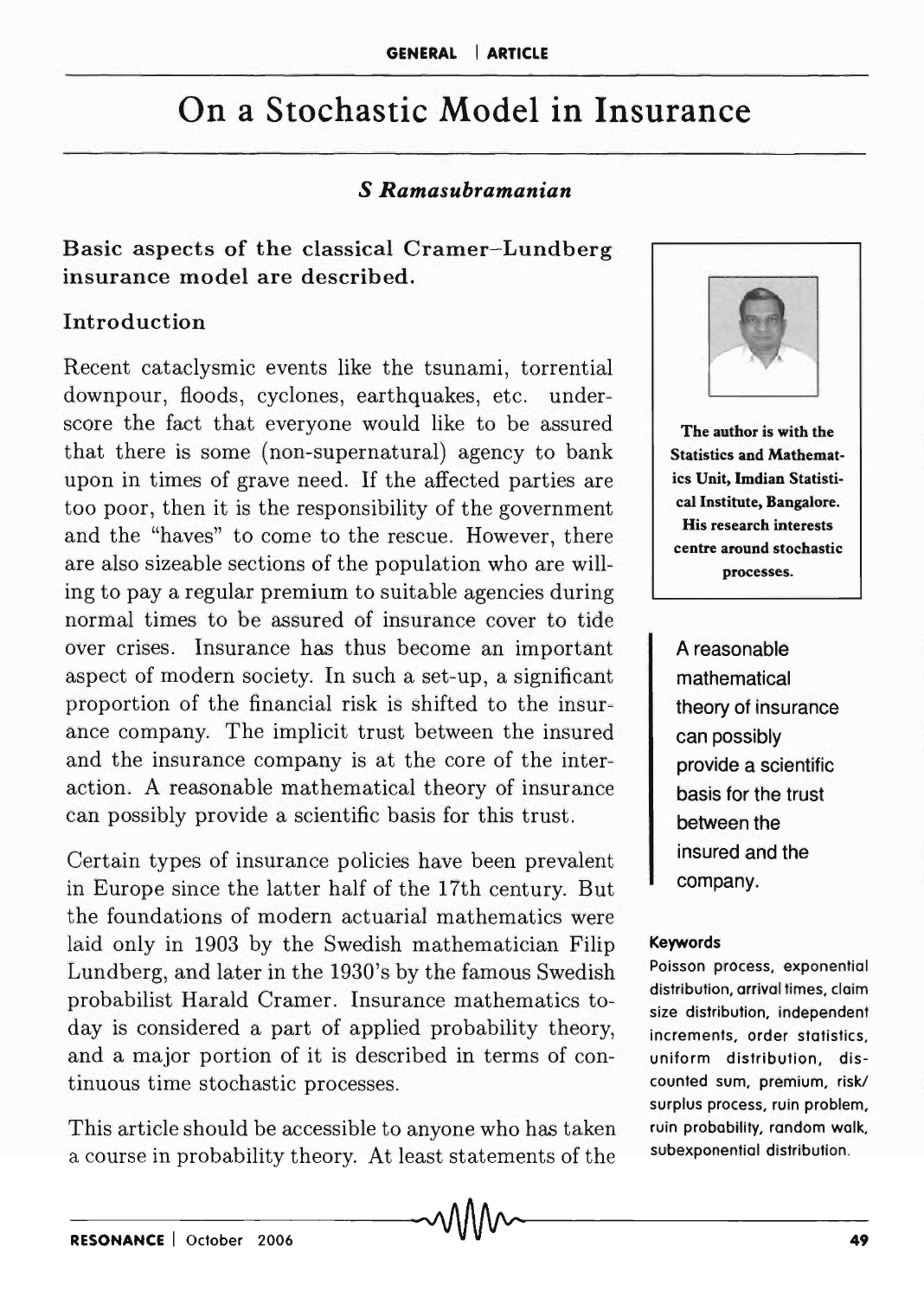# On a Stochastic Model in Insurance

***S Ramasubramanian***

**Basic aspects of the classical Cramer–Lundberg insurance model are described.**

The author is with the Statistics and Mathematics Unit, Imdian Statistical Institute, Bangalore. His research interests centre around stochastic processes.

## Introduction

Recent cataclysmic events like the tsunami, torrential downpour, floods, cyclones, earthquakes, etc. underscore the fact that everyone would like to be assured that there is some (non-supernatural) agency to bank upon in times of grave need. If the affected parties are too poor, then it is the responsibility of the government and the "haves" to come to the rescue. However, there are also sizeable sections of the population who are willing to pay a regular premium to suitable agencies during normal times to be assured of insurance cover to tide over crises. Insurance has thus become an important aspect of modern society. In such a set-up, a significant proportion of the financial risk is shifted to the insurance company. The implicit trust between the insured and the insurance company is at the core of the interaction. A reasonable mathematical theory of insurance can possibly provide a scientific basis for this trust.

A reasonable mathematical theory of insurance can possibly provide a scientific basis for the trust between the insured and the company.

Certain types of insurance policies have been prevalent in Europe since the latter half of the 17th century. But the foundations of modern actuarial mathematics were laid only in 1903 by the Swedish mathematician Filip Lundberg, and later in the 1930's by the famous Swedish probabilist Harald Cramer. Insurance mathematics today is considered a part of applied probability theory, and a major portion of it is described in terms of continuous time stochastic processes.

**Keywords**

Poisson process, exponential distribution, arrival times, claim size distribution, independent increments, order statistics, uniform distribution, discounted sum, premium, risk/surplus process, ruin problem, ruin probability, random walk, subexponential distribution.

This article should be accessible to anyone who has taken a course in probability theory. At least statements of the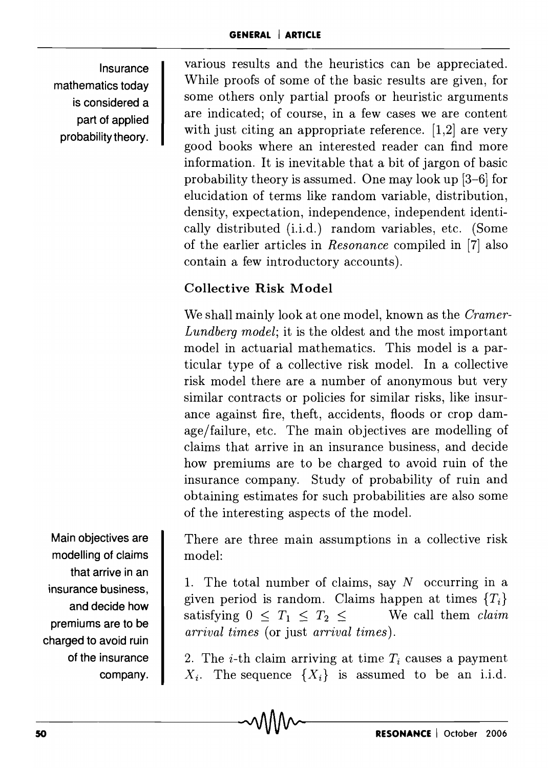Insurance mathematics today is considered a part of applied probability theory.

various results and the heuristics can be appreciated. While proofs of some of the basic results are given, for some others only partial proofs or heuristic arguments are indicated; of course, in a few cases we are content with just citing an appropriate reference. [1,2] are very good books where an interested reader can find more information. It is inevitable that a bit of jargon of basic probability theory is assumed. One may look up [3–6] for elucidation of terms like random variable, distribution, density, expectation, independence, independent identically distributed (i.i.d.) random variables, etc. (Some of the earlier articles in *Resonance* compiled in [7] also contain a few introductory accounts).

### Collective Risk Model

We shall mainly look at one model, known as the *Cramer-Lundberg model*; it is the oldest and the most important model in actuarial mathematics. This model is a particular type of a collective risk model. In a collective risk model there are a number of anonymous but very similar contracts or policies for similar risks, like insurance against fire, theft, accidents, floods or crop damage/failure, etc. The main objectives are modelling of claims that arrive in an insurance business, and decide how premiums are to be charged to avoid ruin of the insurance company. Study of probability of ruin and obtaining estimates for such probabilities are also some of the interesting aspects of the model.

Main objectives are modelling of claims that arrive in an insurance business, and decide how premiums are to be charged to avoid ruin of the insurance company.

There are three main assumptions in a collective risk model:

1. The total number of claims, say $N$ occurring in a given period is random. Claims happen at times $\{T_i\}$ satisfying $0 \leq T_1 \leq T_2 \leq$ We call them *claim arrival times* (or just *arrival times*).

2. The $i$-th claim arriving at time $T_i$ causes a payment $X_i$. The sequence $\{X_i\}$ is assumed to be an i.i.d.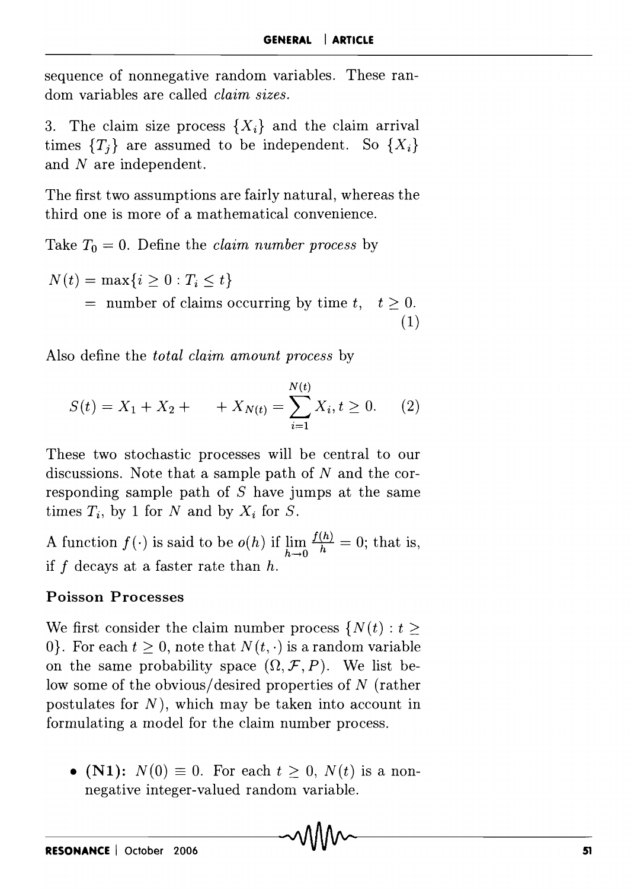sequence of nonnegative random variables. These random variables are called *claim sizes.*

3. The claim size process $\{X_i\}$ and the claim arrival times $\{T_j\}$ are assumed to be independent. So $\{X_i\}$ and $N$ are independent.

The first two assumptions are fairly natural, whereas the third one is more of a mathematical convenience.

Take $T_0 = 0$. Define the *claim number process* by

$$N(t) = \max\{i \geq 0 : T_i \leq t\}$$
$$= \text{number of claims occurring by time } t, \quad t \geq 0. \tag{1}$$

Also define the *total claim amount process* by

$$S(t) = X_1 + X_2 + \quad + X_{N(t)} = \sum_{i=1}^{N(t)} X_i, t \geq 0. \tag{2}$$

These two stochastic processes will be central to our discussions. Note that a sample path of $N$ and the corresponding sample path of $S$ have jumps at the same times $T_i$, by 1 for $N$ and by $X_i$ for $S$.

A function $f(\cdot)$ is said to be $o(h)$ if $\lim_{h \to 0} \frac{f(h)}{h} = 0$; that is, if $f$ decays at a faster rate than $h$.

### Poisson Processes

We first consider the claim number process $\{N(t) : t \geq 0\}$. For each $t \geq 0$, note that $N(t, \cdot)$ is a random variable on the same probability space $(\Omega, \mathcal{F}, P)$. We list below some of the obvious/desired properties of $N$ (rather postulates for $N$), which may be taken into account in formulating a model for the claim number process.

- **(N1):** $N(0) \equiv 0$. For each $t \geq 0$, $N(t)$ is a nonnegative integer-valued random variable.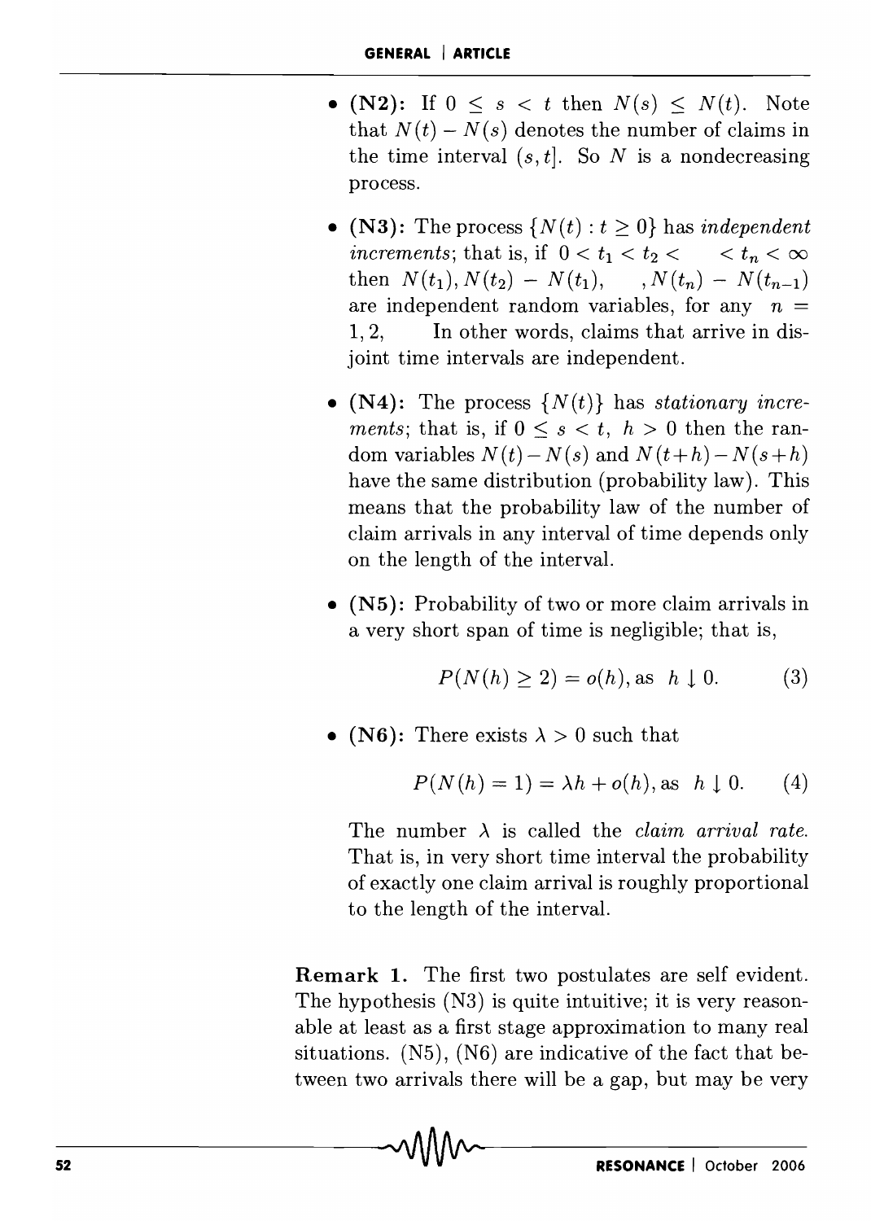- **(N2):** If $0 \leq s < t$ then $N(s) \leq N(t)$. Note that $N(t) - N(s)$ denotes the number of claims in the time interval $(s, t]$. So $N$ is a nondecreasing process.

- **(N3):** The process $\{N(t) : t \geq 0\}$ has *independent increments*; that is, if $0 < t_1 < t_2 < \quad < t_n < \infty$ then $N(t_1), N(t_2) - N(t_1), \quad , N(t_n) - N(t_{n-1})$ are independent random variables, for any $n = 1, 2, \quad$ In other words, claims that arrive in disjoint time intervals are independent.

- **(N4):** The process $\{N(t)\}$ has *stationary increments*; that is, if $0 \leq s < t$, $h > 0$ then the random variables $N(t) - N(s)$ and $N(t+h) - N(s+h)$ have the same distribution (probability law). This means that the probability law of the number of claim arrivals in any interval of time depends only on the length of the interval.

- **(N5):** Probability of two or more claim arrivals in a very short span of time is negligible; that is,

$$P(N(h) \geq 2) = o(h), \text{as } h \downarrow 0. \qquad (3)$$

- **(N6):** There exists $\lambda > 0$ such that

$$P(N(h) = 1) = \lambda h + o(h), \text{as } h \downarrow 0. \qquad (4)$$

  The number $\lambda$ is called the *claim arrival rate.* That is, in very short time interval the probability of exactly one claim arrival is roughly proportional to the length of the interval.

**Remark 1.** The first two postulates are self evident. The hypothesis (N3) is quite intuitive; it is very reasonable at least as a first stage approximation to many real situations. (N5), (N6) are indicative of the fact that between two arrivals there will be a gap, but may be very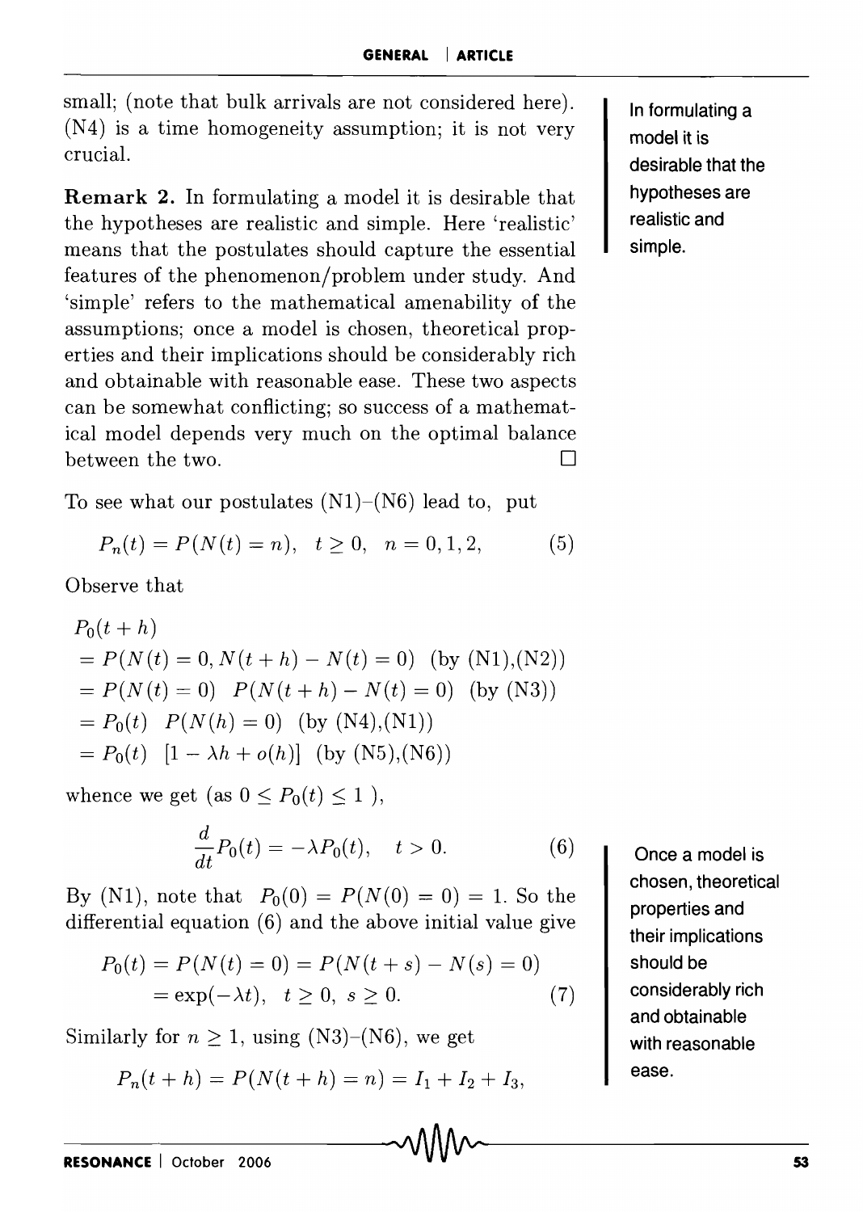small; (note that bulk arrivals are not considered here). (N4) is a time homogeneity assumption; it is not very crucial.

**Remark 2.** In formulating a model it is desirable that the hypotheses are realistic and simple. Here 'realistic' means that the postulates should capture the essential features of the phenomenon/problem under study. And 'simple' refers to the mathematical amenability of the assumptions; once a model is chosen, theoretical properties and their implications should be considerably rich and obtainable with reasonable ease. These two aspects can be somewhat conflicting; so success of a mathematical model depends very much on the optimal balance between the two. □

In formulating a model it is desirable that the hypotheses are realistic and simple.

To see what our postulates (N1)–(N6) lead to, put

$$P_n(t) = P(N(t) = n), \quad t \geq 0, \quad n = 0, 1, 2, \tag{5}$$

Observe that

$$\begin{aligned}
&P_0(t+h) \\
&= P(N(t) = 0, N(t+h) - N(t) = 0) \quad \text{(by (N1),(N2))} \\
&= P(N(t) = 0) \quad P(N(t+h) - N(t) = 0) \quad \text{(by (N3))} \\
&= P_0(t) \quad P(N(h) = 0) \quad \text{(by (N4),(N1))} \\
&= P_0(t) \quad [1 - \lambda h + o(h)] \quad \text{(by (N5),(N6))}
\end{aligned}$$

whence we get (as $0 \leq P_0(t) \leq 1$ ),

$$\frac{d}{dt} P_0(t) = -\lambda P_0(t), \quad t > 0. \tag{6}$$

By (N1), note that $P_0(0) = P(N(0) = 0) = 1$. So the differential equation (6) and the above initial value give

$$\begin{aligned}
P_0(t) &= P(N(t) = 0) = P(N(t+s) - N(s) = 0) \\
&= \exp(-\lambda t), \quad t \geq 0, \ s \geq 0.
\end{aligned} \tag{7}$$

Once a model is chosen, theoretical properties and their implications should be considerably rich and obtainable with reasonable ease.

Similarly for $n \geq 1$, using (N3)–(N6), we get

$$P_n(t+h) = P(N(t+h) = n) = I_1 + I_2 + I_3,$$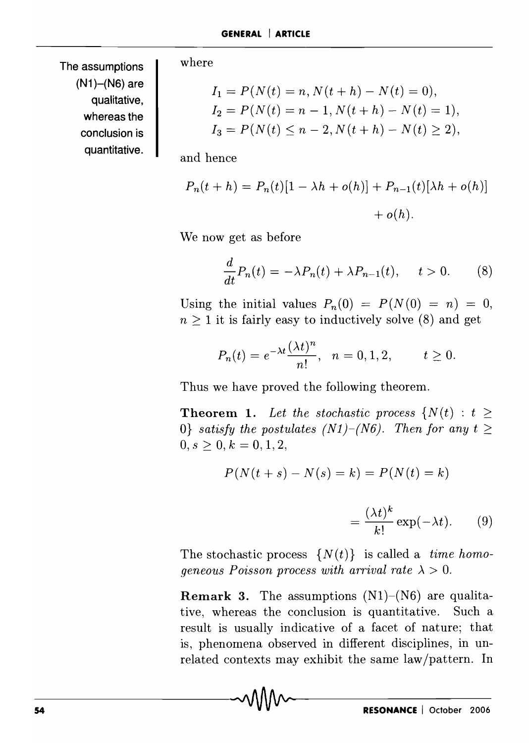The assumptions (N1)–(N6) are qualitative, whereas the conclusion is quantitative.

where

$$I_1 = P(N(t) = n, N(t+h) - N(t) = 0),$$
$$I_2 = P(N(t) = n-1, N(t+h) - N(t) = 1),$$
$$I_3 = P(N(t) \leq n-2, N(t+h) - N(t) \geq 2),$$

and hence

$$P_n(t+h) = P_n(t)[1 - \lambda h + o(h)] + P_{n-1}(t)[\lambda h + o(h)] + o(h).$$

We now get as before

$$\frac{d}{dt} P_n(t) = -\lambda P_n(t) + \lambda P_{n-1}(t), \quad t > 0. \tag{8}$$

Using the initial values $P_n(0) = P(N(0) = n) = 0$, $n \geq 1$ it is fairly easy to inductively solve (8) and get

$$P_n(t) = e^{-\lambda t} \frac{(\lambda t)^n}{n!}, \quad n = 0, 1, 2, \qquad t \geq 0.$$

Thus we have proved the following theorem.

**Theorem 1.** *Let the stochastic process $\{N(t) : t \geq 0\}$ satisfy the postulates (N1)–(N6). Then for any $t \geq 0, s \geq 0, k = 0, 1, 2,$*

$$P(N(t+s) - N(s) = k) = P(N(t) = k)$$
$$= \frac{(\lambda t)^k}{k!} \exp(-\lambda t). \tag{9}$$

The stochastic process $\{N(t)\}$ is called a *time homogeneous Poisson process with arrival rate $\lambda > 0$.*

**Remark 3.** The assumptions (N1)–(N6) are qualitative, whereas the conclusion is quantitative. Such a result is usually indicative of a facet of nature; that is, phenomena observed in different disciplines, in unrelated contexts may exhibit the same law/pattern. In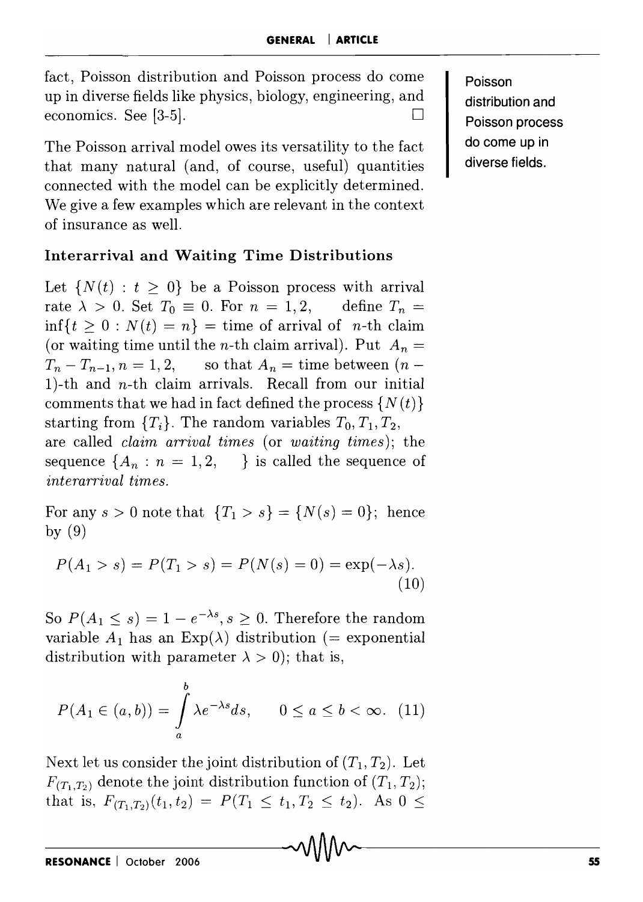fact, Poisson distribution and Poisson process do come up in diverse fields like physics, biology, engineering, and economics. See [3-5]. □

Poisson distribution and Poisson process do come up in diverse fields.

The Poisson arrival model owes its versatility to the fact that many natural (and, of course, useful) quantities connected with the model can be explicitly determined. We give a few examples which are relevant in the context of insurance as well.

### Interarrival and Waiting Time Distributions

Let $\{N(t) : t \geq 0\}$ be a Poisson process with arrival rate $\lambda > 0$. Set $T_0 \equiv 0$. For $n = 1, 2,$ define $T_n = \inf\{t \geq 0 : N(t) = n\}$ = time of arrival of $n$-th claim (or waiting time until the $n$-th claim arrival). Put $A_n = T_n - T_{n-1}, n = 1, 2,$ so that $A_n$ = time between $(n-1)$-th and $n$-th claim arrivals. Recall from our initial comments that we had in fact defined the process $\{N(t)\}$ starting from $\{T_i\}$. The random variables $T_0, T_1, T_2,$ are called *claim arrival times* (or *waiting times*); the sequence $\{A_n : n = 1, 2, \}$ is called the sequence of *interarrival times.*

For any $s > 0$ note that $\{T_1 > s\} = \{N(s) = 0\}$; hence by (9)

$$P(A_1 > s) = P(T_1 > s) = P(N(s) = 0) = \exp(-\lambda s). \tag{10}$$

So $P(A_1 \leq s) = 1 - e^{-\lambda s}, s \geq 0$. Therefore the random variable $A_1$ has an $\text{Exp}(\lambda)$ distribution (= exponential distribution with parameter $\lambda > 0$); that is,

$$P(A_1 \in (a, b)) = \int_a^b \lambda e^{-\lambda s} ds, \qquad 0 \leq a \leq b < \infty. \tag{11}$$

Next let us consider the joint distribution of $(T_1, T_2)$. Let $F_{(T_1,T_2)}$ denote the joint distribution function of $(T_1, T_2)$; that is, $F_{(T_1,T_2)}(t_1, t_2) = P(T_1 \leq t_1, T_2 \leq t_2)$. As $0 \leq$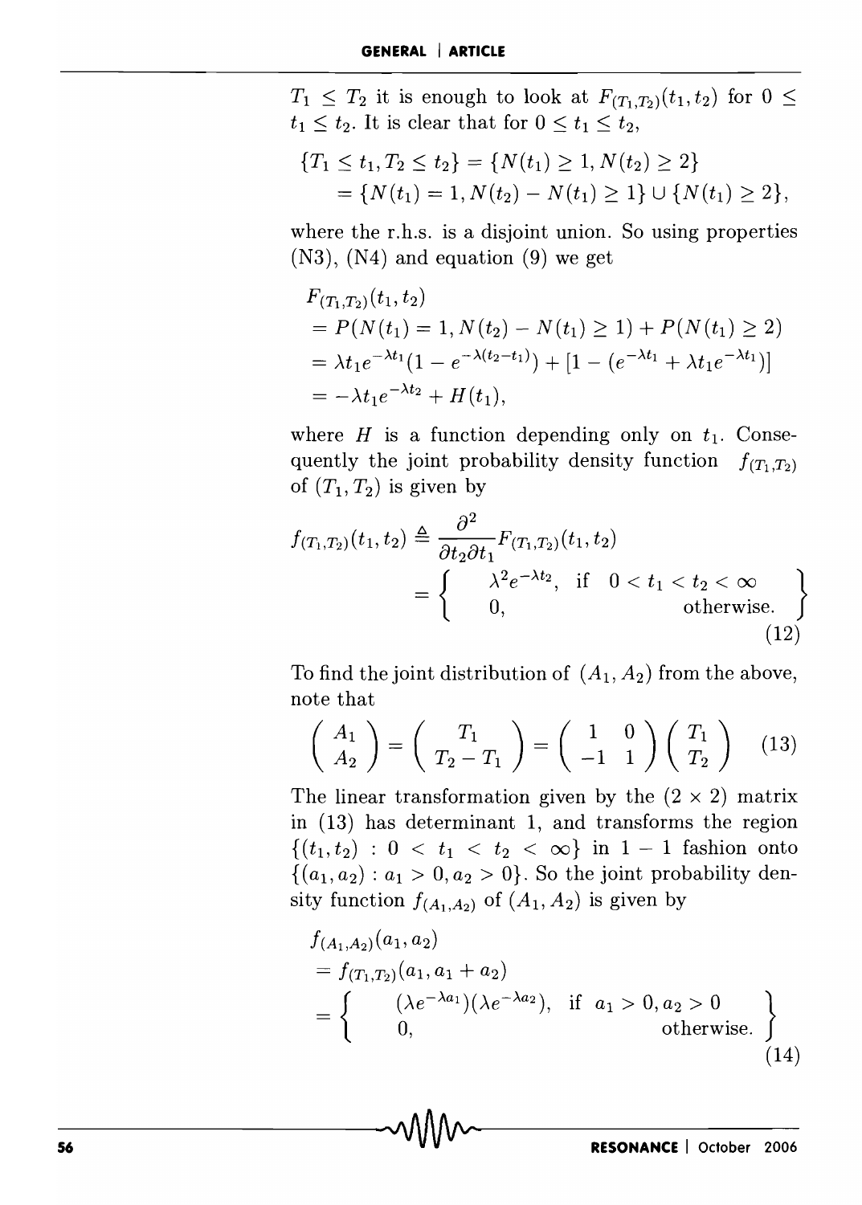$T_1 \leq T_2$ it is enough to look at $F_{(T_1,T_2)}(t_1,t_2)$ for $0 \leq t_1 \leq t_2$. It is clear that for $0 \leq t_1 \leq t_2$,

$$
\begin{aligned}
\{T_1 \leq t_1, T_2 \leq t_2\} &= \{N(t_1) \geq 1, N(t_2) \geq 2\} \\
&= \{N(t_1) = 1, N(t_2) - N(t_1) \geq 1\} \cup \{N(t_1) \geq 2\},
\end{aligned}
$$

where the r.h.s. is a disjoint union. So using properties (N3), (N4) and equation (9) we get

$$
\begin{aligned}
&F_{(T_1,T_2)}(t_1,t_2) \\
&= P(N(t_1) = 1, N(t_2) - N(t_1) \geq 1) + P(N(t_1) \geq 2) \\
&= \lambda t_1 e^{-\lambda t_1}(1 - e^{-\lambda(t_2 - t_1)}) + [1 - (e^{-\lambda t_1} + \lambda t_1 e^{-\lambda t_1})] \\
&= -\lambda t_1 e^{-\lambda t_2} + H(t_1),
\end{aligned}
$$

where $H$ is a function depending only on $t_1$. Consequently the joint probability density function $f_{(T_1,T_2)}$ of $(T_1, T_2)$ is given by

$$
\begin{aligned}
f_{(T_1,T_2)}(t_1,t_2) &\triangleq \frac{\partial^2}{\partial t_2 \partial t_1} F_{(T_1,T_2)}(t_1,t_2) \\
&= \left\{ \begin{array}{ll} \lambda^2 e^{-\lambda t_2}, & \text{if} \quad 0 < t_1 < t_2 < \infty \\ 0, & \text{otherwise.} \end{array} \right\}
\end{aligned} \tag{12}
$$

To find the joint distribution of $(A_1, A_2)$ from the above, note that

$$
\begin{pmatrix} A_1 \\ A_2 \end{pmatrix} = \begin{pmatrix} T_1 \\ T_2 - T_1 \end{pmatrix} = \begin{pmatrix} 1 & 0 \\ -1 & 1 \end{pmatrix} \begin{pmatrix} T_1 \\ T_2 \end{pmatrix} \tag{13}
$$

The linear transformation given by the $(2 \times 2)$ matrix in (13) has determinant 1, and transforms the region $\{(t_1,t_2) : 0 < t_1 < t_2 < \infty\}$ in $1-1$ fashion onto $\{(a_1,a_2) : a_1 > 0, a_2 > 0\}$. So the joint probability density function $f_{(A_1,A_2)}$ of $(A_1, A_2)$ is given by

$$
\begin{aligned}
&f_{(A_1,A_2)}(a_1,a_2) \\
&= f_{(T_1,T_2)}(a_1, a_1 + a_2) \\
&= \left\{ \begin{array}{ll} (\lambda e^{-\lambda a_1})(\lambda e^{-\lambda a_2}), & \text{if} \quad a_1 > 0, a_2 > 0 \\ 0, & \text{otherwise.} \end{array} \right\}
\end{aligned} \tag{14}
$$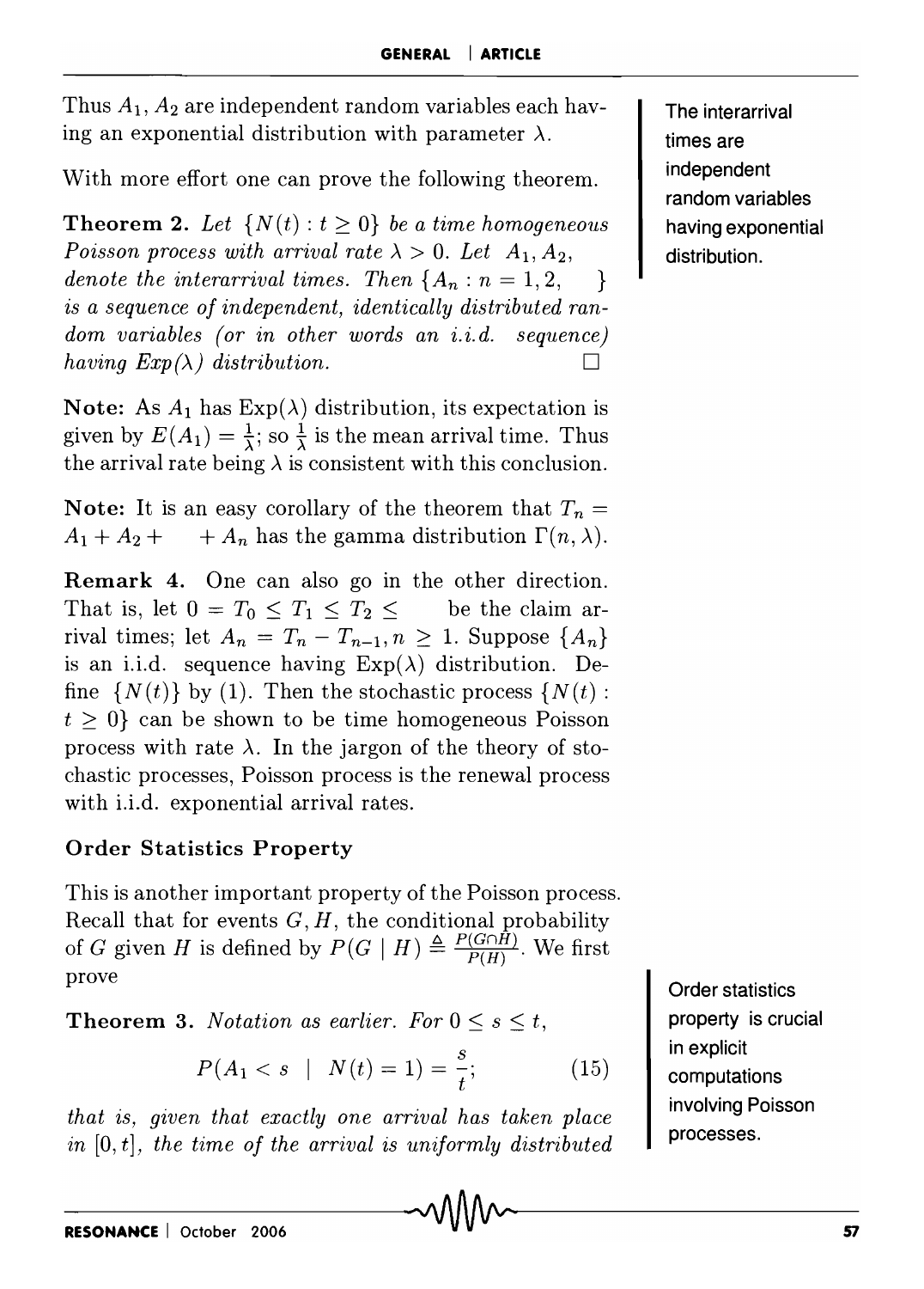Thus $A_1, A_2$ are independent random variables each having an exponential distribution with parameter $\lambda$.

With more effort one can prove the following theorem.

**Theorem 2.** *Let $\{N(t) : t \geq 0\}$ be a time homogeneous Poisson process with arrival rate $\lambda > 0$. Let $A_1, A_2,$ denote the interarrival times. Then $\{A_n : n = 1, 2, \quad\}$ is a sequence of independent, identically distributed random variables (or in other words an i.i.d. sequence) having $Exp(\lambda)$ distribution.* □

The interarrival times are independent random variables having exponential distribution.

**Note:** As $A_1$ has $\text{Exp}(\lambda)$ distribution, its expectation is given by $E(A_1) = \frac{1}{\lambda}$; so $\frac{1}{\lambda}$ is the mean arrival time. Thus the arrival rate being $\lambda$ is consistent with this conclusion.

**Note:** It is an easy corollary of the theorem that $T_n = A_1 + A_2 + \quad + A_n$ has the gamma distribution $\Gamma(n, \lambda)$.

**Remark 4.** One can also go in the other direction. That is, let $0 = T_0 \leq T_1 \leq T_2 \leq \quad$ be the claim arrival times; let $A_n = T_n - T_{n-1}, n \geq 1$. Suppose $\{A_n\}$ is an i.i.d. sequence having $\text{Exp}(\lambda)$ distribution. Define $\{N(t)\}$ by (1). Then the stochastic process $\{N(t) : t \geq 0\}$ can be shown to be time homogeneous Poisson process with rate $\lambda$. In the jargon of the theory of stochastic processes, Poisson process is the renewal process with i.i.d. exponential arrival rates.

### Order Statistics Property

This is another important property of the Poisson process. Recall that for events $G, H$, the conditional probability of $G$ given $H$ is defined by $P(G \mid H) \triangleq \frac{P(G \cap H)}{P(H)}$. We first prove

Order statistics property is crucial in explicit computations involving Poisson processes.

**Theorem 3.** *Notation as earlier. For $0 \leq s \leq t$,*

$$P(A_1 < s \mid N(t) = 1) = \frac{s}{t}; \tag{15}$$

*that is, given that exactly one arrival has taken place in $[0, t]$, the time of the arrival is uniformly distributed*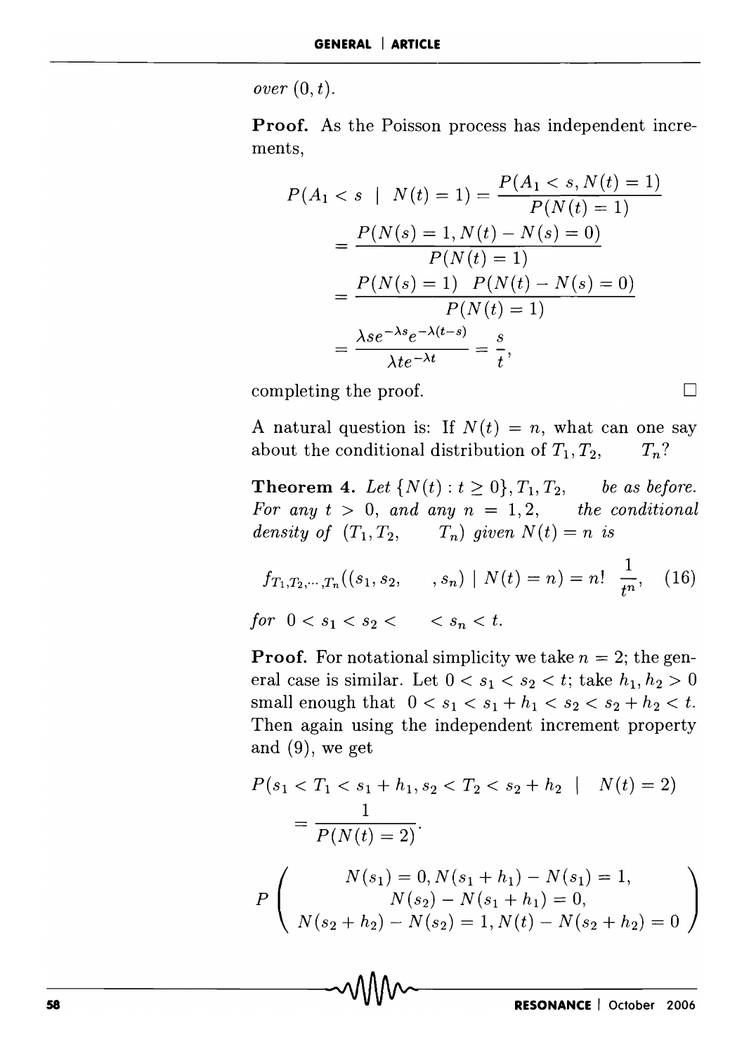*over* $(0, t)$.

**Proof.** As the Poisson process has independent increments,

$$
\begin{aligned}
P(A_1 < s \mid N(t) = 1) &= \frac{P(A_1 < s, N(t) = 1)}{P(N(t) = 1)} \\
&= \frac{P(N(s) = 1, N(t) - N(s) = 0)}{P(N(t) = 1)} \\
&= \frac{P(N(s) = 1) \;\; P(N(t) - N(s) = 0)}{P(N(t) = 1)} \\
&= \frac{\lambda s e^{-\lambda s} e^{-\lambda(t-s)}}{\lambda t e^{-\lambda t}} = \frac{s}{t},
\end{aligned}
$$

completing the proof. □

A natural question is: If $N(t) = n$, what can one say about the conditional distribution of $T_1, T_2, \quad T_n$?

**Theorem 4.** *Let* $\{N(t) : t \geq 0\}, T_1, T_2, \quad$ *be as before. For any* $t > 0$, *and any* $n = 1, 2, \quad$ *the conditional density of* $(T_1, T_2, \quad T_n)$ *given* $N(t) = n$ *is*

$$
f_{T_1, T_2, \cdots, T_n}((s_1, s_2, \quad , s_n) \mid N(t) = n) = n! \; \frac{1}{t^n}, \quad (16)
$$

*for* $0 < s_1 < s_2 < \quad < s_n < t$.

**Proof.** For notational simplicity we take $n = 2$; the general case is similar. Let $0 < s_1 < s_2 < t$; take $h_1, h_2 > 0$ small enough that $0 < s_1 < s_1 + h_1 < s_2 < s_2 + h_2 < t$. Then again using the independent increment property and (9), we get

$$
P(s_1 < T_1 < s_1 + h_1, s_2 < T_2 < s_2 + h_2 \mid \; N(t) = 2)
$$

$$
= \frac{1}{P(N(t) = 2)}.
$$

$$
P\left(\begin{array}{c} N(s_1) = 0, N(s_1 + h_1) - N(s_1) = 1, \\ N(s_2) - N(s_1 + h_1) = 0, \\ N(s_2 + h_2) - N(s_2) = 1, N(t) - N(s_2 + h_2) = 0 \end{array}\right)
$$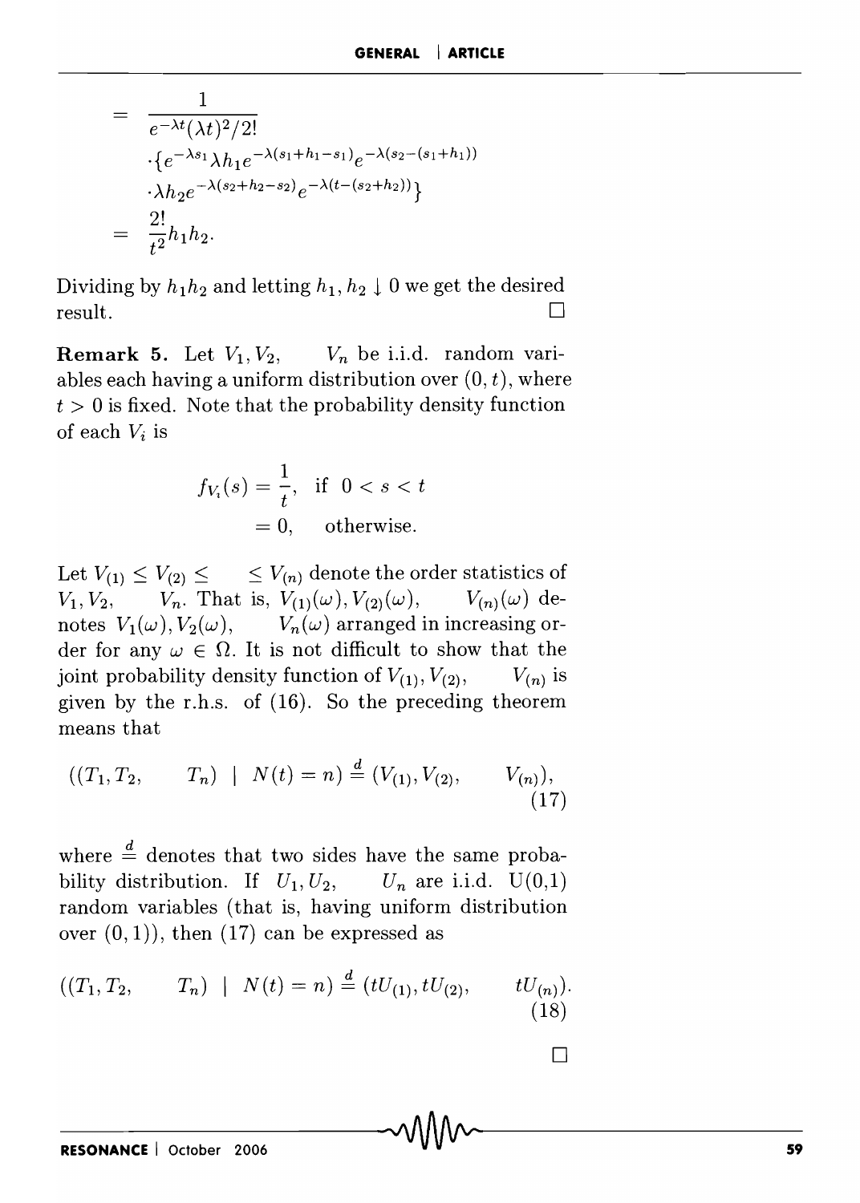$$
\begin{aligned}
&= \frac{1}{e^{-\lambda t}(\lambda t)^2/2!} \\
&\quad \cdot \{e^{-\lambda s_1}\lambda h_1 e^{-\lambda(s_1+h_1-s_1)} e^{-\lambda(s_2-(s_1+h_1))} \\
&\quad \cdot \lambda h_2 e^{-\lambda(s_2+h_2-s_2)} e^{-\lambda(t-(s_2+h_2))}\} \\
&= \frac{2!}{t^2} h_1 h_2.
\end{aligned}
$$

Dividing by $h_1 h_2$ and letting $h_1, h_2 \downarrow 0$ we get the desired result. □

**Remark 5.** Let $V_1, V_2, \ldots, V_n$ be i.i.d. random variables each having a uniform distribution over $(0, t)$, where $t > 0$ is fixed. Note that the probability density function of each $V_i$ is

$$
\begin{aligned}
f_{V_i}(s) &= \frac{1}{t}, \quad \text{if } 0 < s < t \\
&= 0, \quad \text{otherwise.}
\end{aligned}
$$

Let $V_{(1)} \leq V_{(2)} \leq \cdots \leq V_{(n)}$ denote the order statistics of $V_1, V_2, \ldots, V_n$. That is, $V_{(1)}(\omega), V_{(2)}(\omega), \ldots, V_{(n)}(\omega)$ denotes $V_1(\omega), V_2(\omega), \ldots, V_n(\omega)$ arranged in increasing order for any $\omega \in \Omega$. It is not difficult to show that the joint probability density function of $V_{(1)}, V_{(2)}, \ldots, V_{(n)}$ is given by the r.h.s. of (16). So the preceding theorem means that

$$
((T_1, T_2, \ldots, T_n) \mid N(t) = n) \stackrel{d}{=} (V_{(1)}, V_{(2)}, \ldots, V_{(n)}), \tag{17}
$$

where $\stackrel{d}{=}$ denotes that two sides have the same probability distribution. If $U_1, U_2, \ldots, U_n$ are i.i.d. U(0,1) random variables (that is, having uniform distribution over $(0, 1)$), then (17) can be expressed as

$$
((T_1, T_2, \ldots, T_n) \mid N(t) = n) \stackrel{d}{=} (tU_{(1)}, tU_{(2)}, \ldots, tU_{(n)}). \tag{18}
$$

□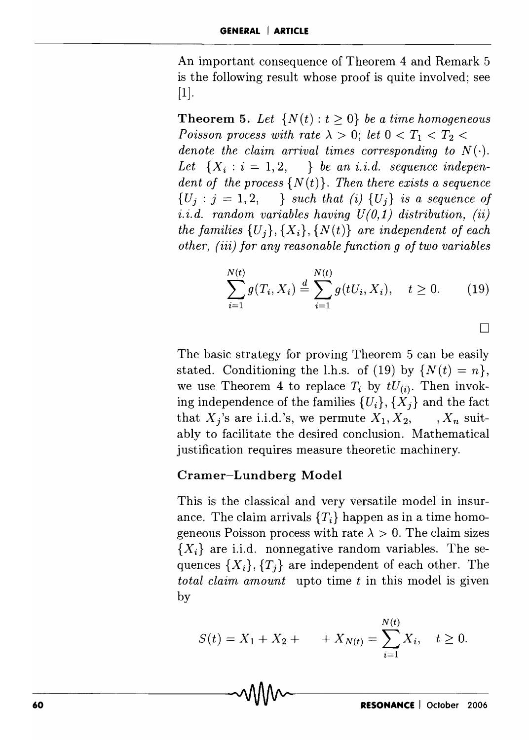An important consequence of Theorem 4 and Remark 5 is the following result whose proof is quite involved; see [1].

**Theorem 5.** *Let $\{N(t) : t \geq 0\}$ be a time homogeneous Poisson process with rate $\lambda > 0$; let $0 < T_1 < T_2 <$ denote the claim arrival times corresponding to $N(\cdot)$. Let $\{X_i : i = 1, 2, \quad \}$ be an i.i.d. sequence independent of the process $\{N(t)\}$. Then there exists a sequence $\{U_j : j = 1, 2, \quad \}$ such that (i) $\{U_j\}$ is a sequence of i.i.d. random variables having U(0,1) distribution, (ii) the families $\{U_j\}, \{X_i\}, \{N(t)\}$ are independent of each other, (iii) for any reasonable function g of two variables*

$$\sum_{i=1}^{N(t)} g(T_i, X_i) \stackrel{d}{=} \sum_{i=1}^{N(t)} g(tU_i, X_i), \quad t \geq 0. \tag{19}$$

□

The basic strategy for proving Theorem 5 can be easily stated. Conditioning the l.h.s. of (19) by $\{N(t) = n\}$, we use Theorem 4 to replace $T_i$ by $tU_{(i)}$. Then invoking independence of the families $\{U_i\}, \{X_j\}$ and the fact that $X_j$'s are i.i.d.'s, we permute $X_1, X_2, \quad , X_n$ suitably to facilitate the desired conclusion. Mathematical justification requires measure theoretic machinery.

### Cramer–Lundberg Model

This is the classical and very versatile model in insurance. The claim arrivals $\{T_i\}$ happen as in a time homogeneous Poisson process with rate $\lambda > 0$. The claim sizes $\{X_i\}$ are i.i.d. nonnegative random variables. The sequences $\{X_i\}, \{T_j\}$ are independent of each other. The *total claim amount* upto time $t$ in this model is given by

$$S(t) = X_1 + X_2 + \quad + X_{N(t)} = \sum_{i=1}^{N(t)} X_i, \quad t \geq 0.$$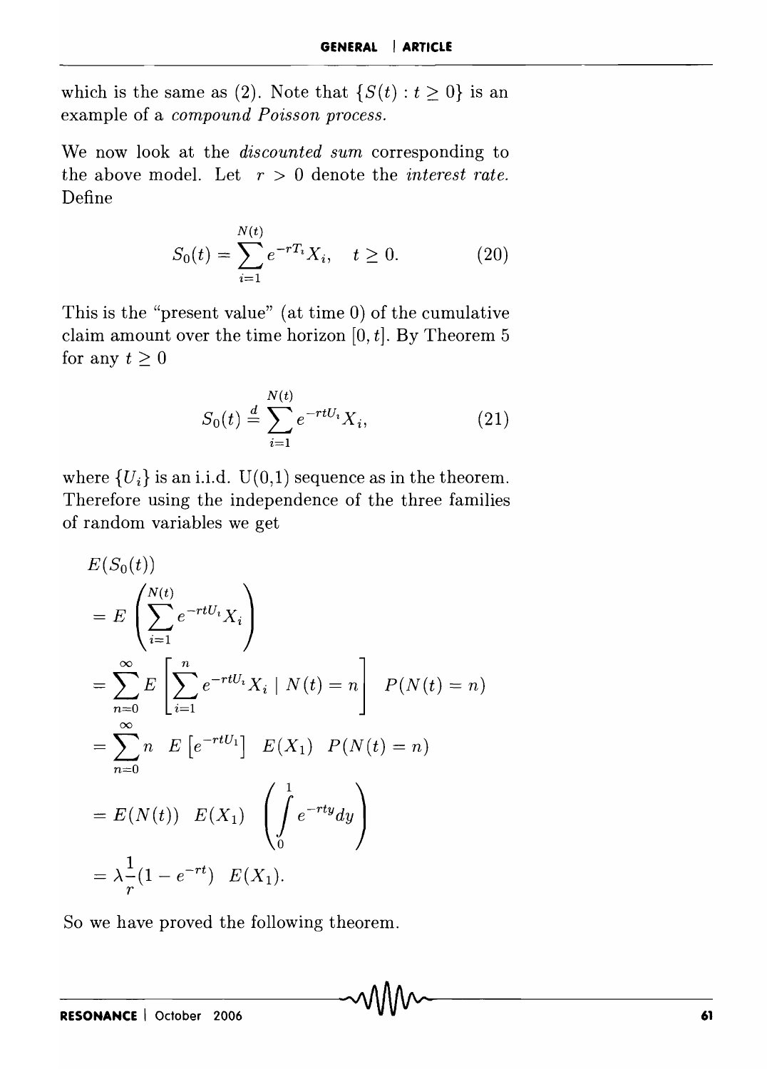which is the same as (2). Note that $\{S(t) : t \geq 0\}$ is an example of a *compound Poisson process.*

We now look at the *discounted sum* corresponding to the above model. Let $r > 0$ denote the *interest rate.* Define

$$S_0(t) = \sum_{i=1}^{N(t)} e^{-rT_i} X_i, \quad t \geq 0. \tag{20}$$

This is the "present value" (at time 0) of the cumulative claim amount over the time horizon $[0, t]$. By Theorem 5 for any $t \geq 0$

$$S_0(t) \stackrel{d}{=} \sum_{i=1}^{N(t)} e^{-rtU_i} X_i, \tag{21}$$

where $\{U_i\}$ is an i.i.d. U(0,1) sequence as in the theorem. Therefore using the independence of the three families of random variables we get

$$\begin{aligned}
&E(S_0(t)) \\
&= E\left(\sum_{i=1}^{N(t)} e^{-rtU_i} X_i\right) \\
&= \sum_{n=0}^{\infty} E\left[\sum_{i=1}^{n} e^{-rtU_i} X_i \mid N(t) = n\right] \ P(N(t) = n) \\
&= \sum_{n=0}^{\infty} n \ E\left[e^{-rtU_1}\right] \ E(X_1) \ P(N(t) = n) \\
&= E(N(t)) \ E(X_1) \ \left(\int_0^1 e^{-rty} dy\right) \\
&= \lambda \frac{1}{r}(1 - e^{-rt}) \ E(X_1).
\end{aligned}$$

So we have proved the following theorem.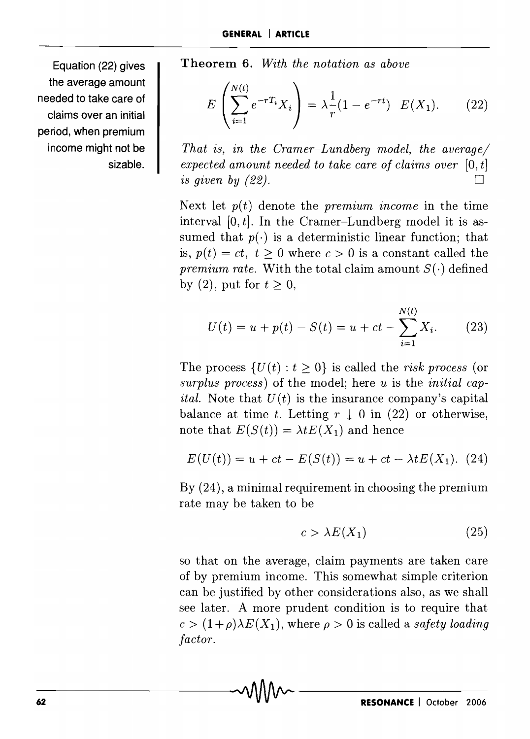Equation (22) gives the average amount needed to take care of claims over an initial period, when premium income might not be sizable.

**Theorem 6.** *With the notation as above*

$$E\left(\sum_{i=1}^{N(t)} e^{-rT_i} X_i\right) = \lambda \frac{1}{r}(1 - e^{-rt}) \;\; E(X_1). \tag{22}$$

*That is, in the Cramer–Lundberg model, the average/ expected amount needed to take care of claims over* $[0, t]$ *is given by (22).* □

Next let $p(t)$ denote the *premium income* in the time interval $[0, t]$. In the Cramer–Lundberg model it is assumed that $p(\cdot)$ is a deterministic linear function; that is, $p(t) = ct,\ t \geq 0$ where $c > 0$ is a constant called the *premium rate*. With the total claim amount $S(\cdot)$ defined by (2), put for $t \geq 0$,

$$U(t) = u + p(t) - S(t) = u + ct - \sum_{i=1}^{N(t)} X_i. \tag{23}$$

The process $\{U(t) : t \geq 0\}$ is called the *risk process* (or *surplus process*) of the model; here $u$ is the *initial capital*. Note that $U(t)$ is the insurance company's capital balance at time $t$. Letting $r \downarrow 0$ in (22) or otherwise, note that $E(S(t)) = \lambda t E(X_1)$ and hence

$$E(U(t)) = u + ct - E(S(t)) = u + ct - \lambda t E(X_1). \tag{24}$$

By (24), a minimal requirement in choosing the premium rate may be taken to be

$$c > \lambda E(X_1) \tag{25}$$

so that on the average, claim payments are taken care of by premium income. This somewhat simple criterion can be justified by other considerations also, as we shall see later. A more prudent condition is to require that $c > (1+\rho)\lambda E(X_1)$, where $\rho > 0$ is called a *safety loading factor*.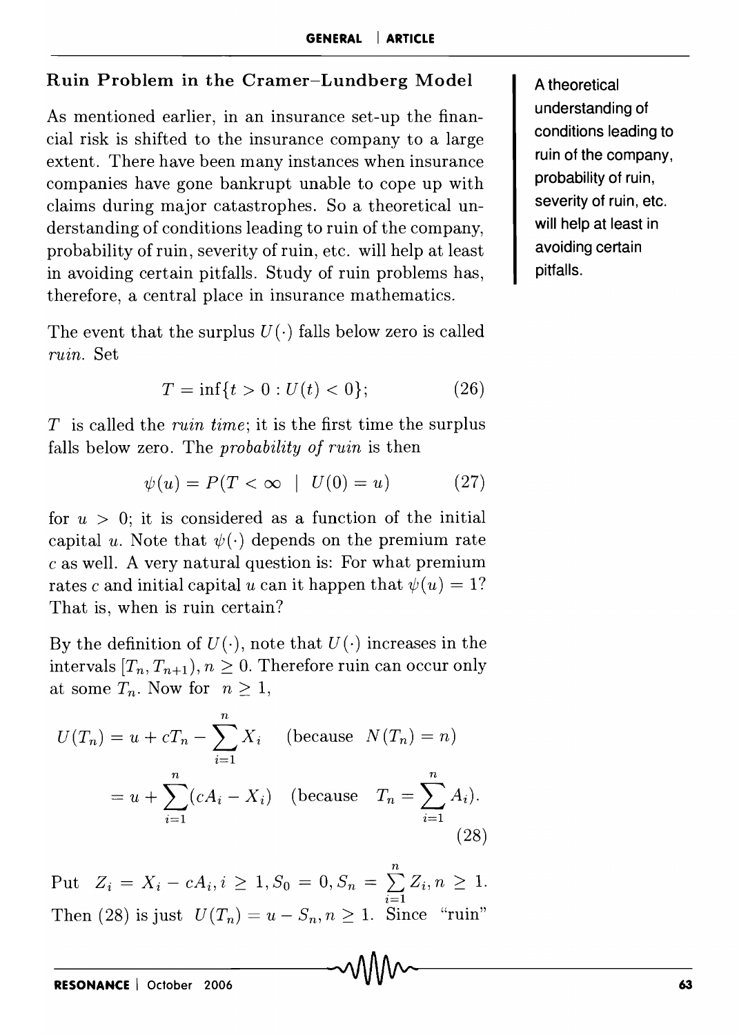### Ruin Problem in the Cramer–Lundberg Model

As mentioned earlier, in an insurance set-up the financial risk is shifted to the insurance company to a large extent. There have been many instances when insurance companies have gone bankrupt unable to cope up with claims during major catastrophes. So a theoretical understanding of conditions leading to ruin of the company, probability of ruin, severity of ruin, etc. will help at least in avoiding certain pitfalls. Study of ruin problems has, therefore, a central place in insurance mathematics.

A theoretical understanding of conditions leading to ruin of the company, probability of ruin, severity of ruin, etc. will help at least in avoiding certain pitfalls.

The event that the surplus $U(\cdot)$ falls below zero is called *ruin*. Set

$$T = \inf\{t > 0 : U(t) < 0\}; \tag{26}$$

$T$ is called the *ruin time*; it is the first time the surplus falls below zero. The *probability of ruin* is then

$$\psi(u) = P(T < \infty \mid U(0) = u) \tag{27}$$

for $u > 0$; it is considered as a function of the initial capital $u$. Note that $\psi(\cdot)$ depends on the premium rate $c$ as well. A very natural question is: For what premium rates $c$ and initial capital $u$ can it happen that $\psi(u) = 1$? That is, when is ruin certain?

By the definition of $U(\cdot)$, note that $U(\cdot)$ increases in the intervals $[T_n, T_{n+1}), n \geq 0$. Therefore ruin can occur only at some $T_n$. Now for $n \geq 1$,

$$\begin{aligned} U(T_n) &= u + cT_n - \sum_{i=1}^{n} X_i \quad (\text{because } N(T_n) = n) \\ &= u + \sum_{i=1}^{n} (cA_i - X_i) \quad (\text{because } T_n = \sum_{i=1}^{n} A_i). \end{aligned} \tag{28}$$

Put $Z_i = X_i - cA_i, i \geq 1, S_0 = 0, S_n = \sum_{i=1}^{n} Z_i, n \geq 1$. Then (28) is just $U(T_n) = u - S_n, n \geq 1$. Since "ruin"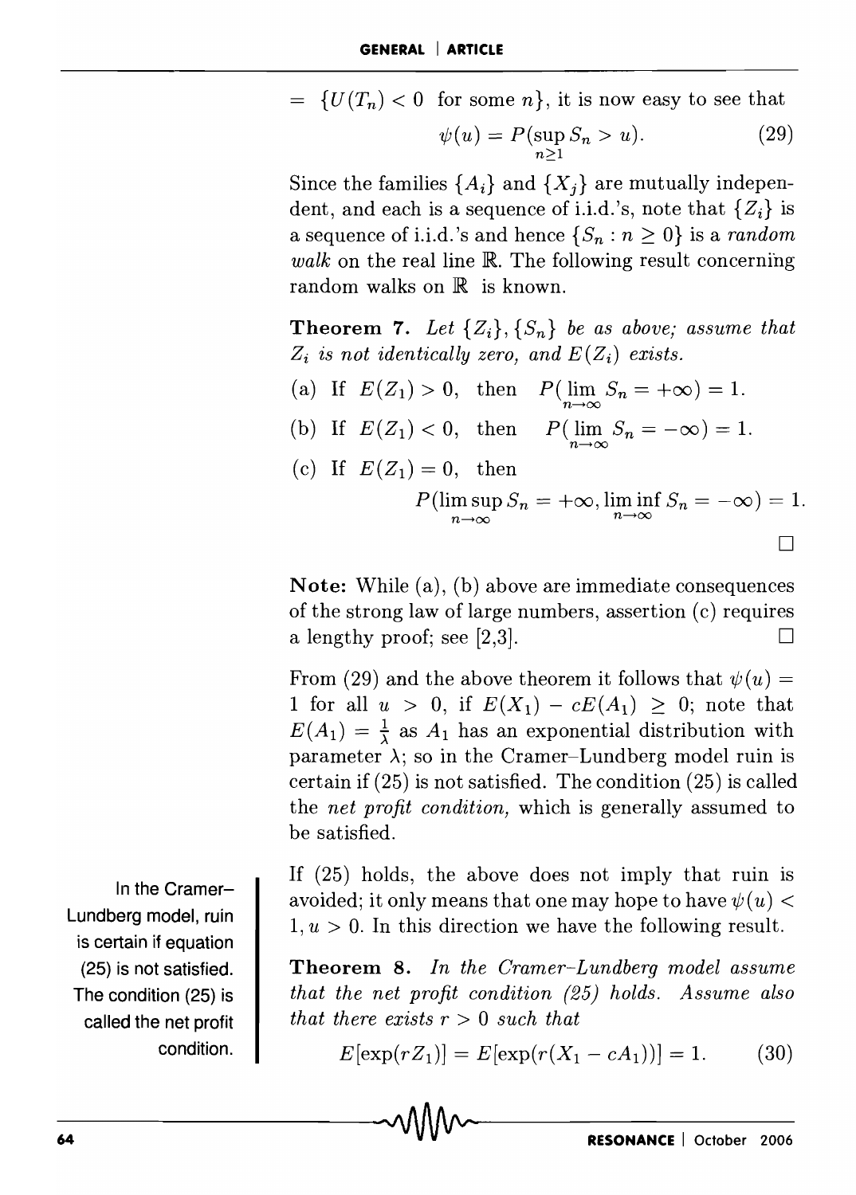$= \{U(T_n) < 0 \text{ for some } n\}$, it is now easy to see that

$$\psi(u) = P(\sup_{n \geq 1} S_n > u). \tag{29}$$

Since the families $\{A_i\}$ and $\{X_j\}$ are mutually independent, and each is a sequence of i.i.d.'s, note that $\{Z_i\}$ is a sequence of i.i.d.'s and hence $\{S_n : n \geq 0\}$ is a *random walk* on the real line $\mathbb{R}$. The following result concerning random walks on $\mathbb{R}$ is known.

**Theorem 7.** *Let $\{Z_i\}, \{S_n\}$ be as above; assume that $Z_i$ is not identically zero, and $E(Z_i)$ exists.*

(a) If $E(Z_1) > 0$, then $P(\lim_{n \to \infty} S_n = +\infty) = 1$.

(b) If $E(Z_1) < 0$, then $P(\lim_{n \to \infty} S_n = -\infty) = 1$.

(c) If $E(Z_1) = 0$, then

$$P(\limsup_{n \to \infty} S_n = +\infty, \liminf_{n \to \infty} S_n = -\infty) = 1.$$

□

**Note:** While (a), (b) above are immediate consequences of the strong law of large numbers, assertion (c) requires a lengthy proof; see [2,3]. □

From (29) and the above theorem it follows that $\psi(u) = 1$ for all $u > 0$, if $E(X_1) - cE(A_1) \geq 0$; note that $E(A_1) = \frac{1}{\lambda}$ as $A_1$ has an exponential distribution with parameter $\lambda$; so in the Cramer–Lundberg model ruin is certain if (25) is not satisfied. The condition (25) is called the *net profit condition,* which is generally assumed to be satisfied.

In the Cramer–Lundberg model, ruin is certain if equation (25) is not satisfied. The condition (25) is called the net profit condition.

If (25) holds, the above does not imply that ruin is avoided; it only means that one may hope to have $\psi(u) < 1, u > 0$. In this direction we have the following result.

**Theorem 8.** *In the Cramer–Lundberg model assume that the net profit condition (25) holds. Assume also that there exists $r > 0$ such that*

$$E[\exp(rZ_1)] = E[\exp(r(X_1 - cA_1))] = 1. \tag{30}$$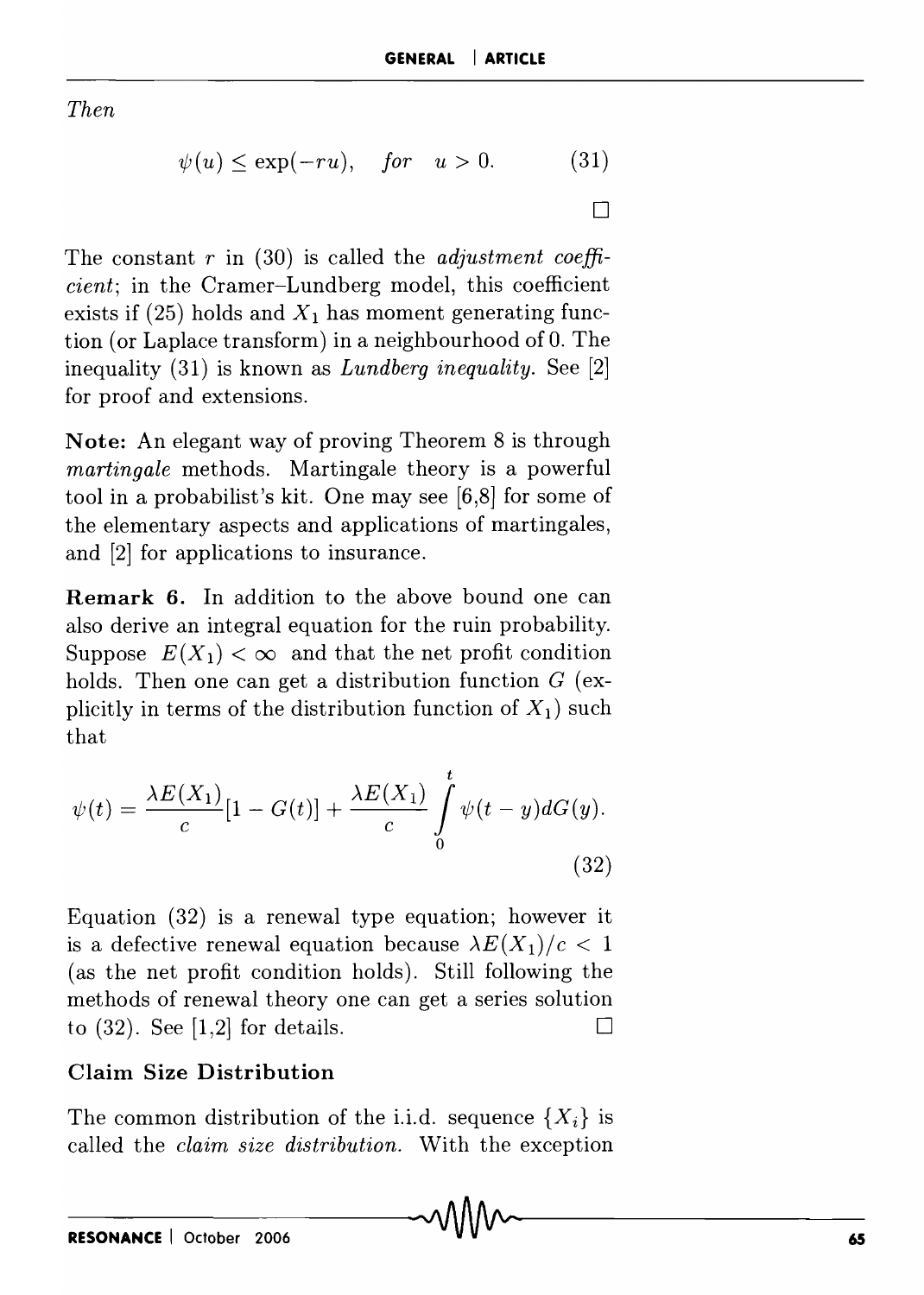*Then*

$$\psi(u) \leq \exp(-ru), \quad \text{for} \quad u > 0. \tag{31}$$

□

The constant $r$ in (30) is called the *adjustment coefficient*; in the Cramer–Lundberg model, this coefficient exists if (25) holds and $X_1$ has moment generating function (or Laplace transform) in a neighbourhood of 0. The inequality (31) is known as *Lundberg inequality.* See [2] for proof and extensions.

**Note:** An elegant way of proving Theorem 8 is through *martingale* methods. Martingale theory is a powerful tool in a probabilist's kit. One may see [6,8] for some of the elementary aspects and applications of martingales, and [2] for applications to insurance.

**Remark 6.** In addition to the above bound one can also derive an integral equation for the ruin probability. Suppose $E(X_1) < \infty$ and that the net profit condition holds. Then one can get a distribution function $G$ (explicitly in terms of the distribution function of $X_1$) such that

$$\psi(t) = \frac{\lambda E(X_1)}{c}[1 - G(t)] + \frac{\lambda E(X_1)}{c} \int_0^t \psi(t - y) dG(y). \tag{32}$$

Equation (32) is a renewal type equation; however it is a defective renewal equation because $\lambda E(X_1)/c < 1$ (as the net profit condition holds). Still following the methods of renewal theory one can get a series solution to (32). See [1,2] for details. □

### Claim Size Distribution

The common distribution of the i.i.d. sequence $\{X_i\}$ is called the *claim size distribution.* With the exception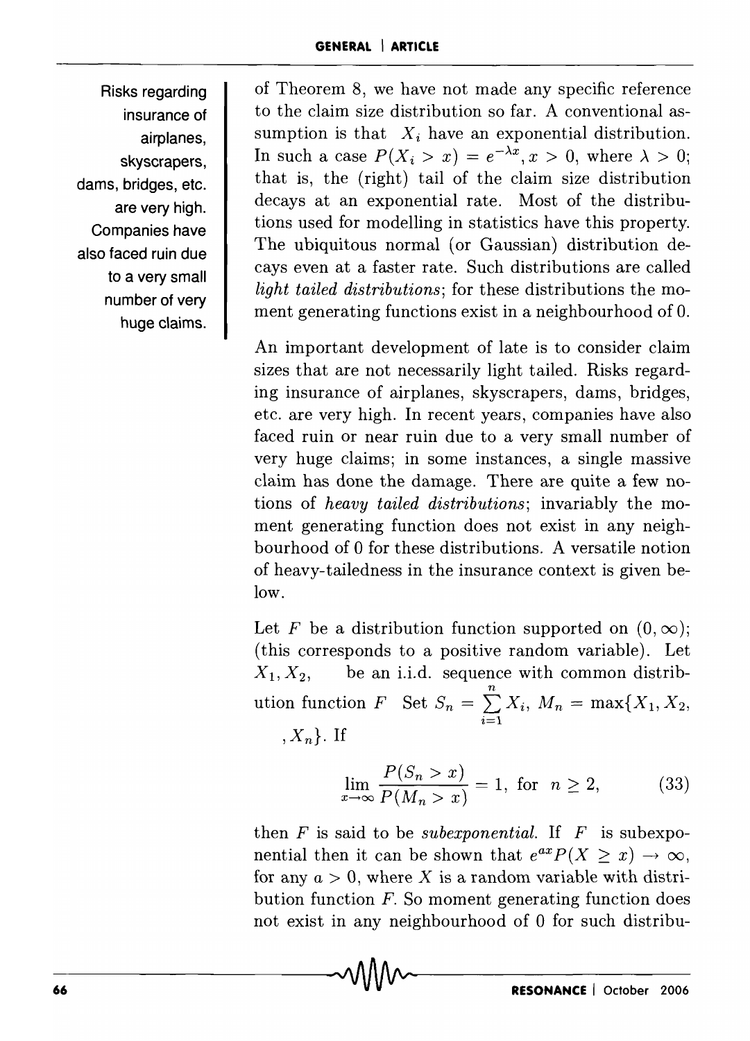Risks regarding insurance of airplanes, skyscrapers, dams, bridges, etc. are very high. Companies have also faced ruin due to a very small number of very huge claims.

of Theorem 8, we have not made any specific reference to the claim size distribution so far. A conventional assumption is that $X_i$ have an exponential distribution. In such a case $P(X_i > x) = e^{-\lambda x}, x > 0$, where $\lambda > 0$; that is, the (right) tail of the claim size distribution decays at an exponential rate. Most of the distributions used for modelling in statistics have this property. The ubiquitous normal (or Gaussian) distribution decays even at a faster rate. Such distributions are called *light tailed distributions*; for these distributions the moment generating functions exist in a neighbourhood of 0.

An important development of late is to consider claim sizes that are not necessarily light tailed. Risks regarding insurance of airplanes, skyscrapers, dams, bridges, etc. are very high. In recent years, companies have also faced ruin or near ruin due to a very small number of very huge claims; in some instances, a single massive claim has done the damage. There are quite a few notions of *heavy tailed distributions*; invariably the moment generating function does not exist in any neighbourhood of 0 for these distributions. A versatile notion of heavy-tailedness in the insurance context is given below.

Let $F$ be a distribution function supported on $(0, \infty)$; (this corresponds to a positive random variable). Let $X_1, X_2, \quad$ be an i.i.d. sequence with common distribution function $F$ Set $S_n = \sum_{i=1}^{n} X_i$, $M_n = \max\{X_1, X_2, \quad, X_n\}$. If

$$\lim_{x \to \infty} \frac{P(S_n > x)}{P(M_n > x)} = 1, \text{ for } n \geq 2, \tag{33}$$

then $F$ is said to be *subexponential*. If $F$ is subexponential then it can be shown that $e^{ax} P(X \geq x) \to \infty$, for any $a > 0$, where $X$ is a random variable with distribution function $F$. So moment generating function does not exist in any neighbourhood of 0 for such distribu-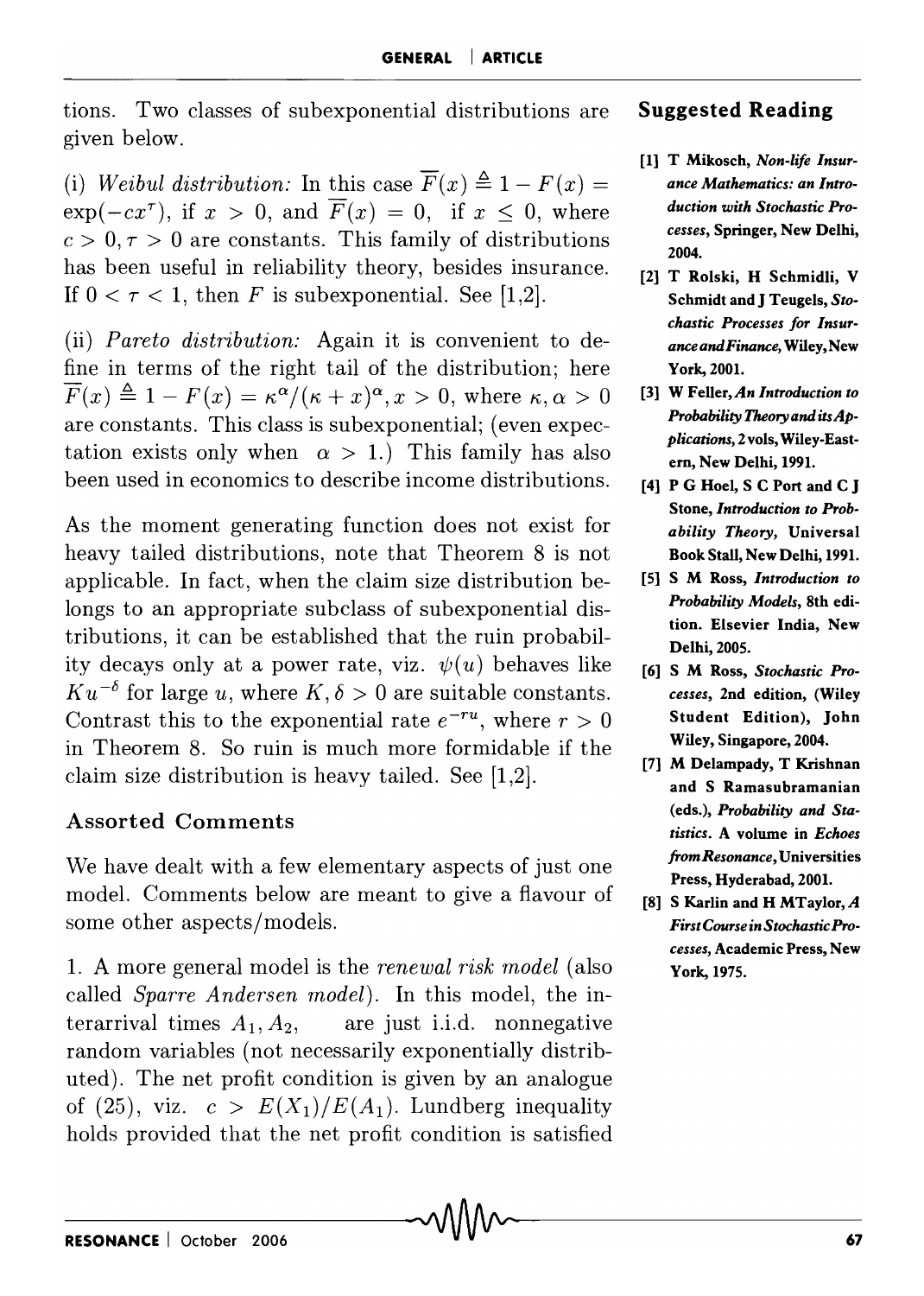tions. Two classes of subexponential distributions are given below.

(i) *Weibul distribution:* In this case $\overline{F}(x) \triangleq 1 - F(x) = \exp(-cx^\tau)$, if $x > 0$, and $\overline{F}(x) = 0$, if $x \leq 0$, where $c > 0, \tau > 0$ are constants. This family of distributions has been useful in reliability theory, besides insurance. If $0 < \tau < 1$, then $F$ is subexponential. See [1,2].

(ii) *Pareto distribution:* Again it is convenient to define in terms of the right tail of the distribution; here $\overline{F}(x) \triangleq 1 - F(x) = \kappa^\alpha/(\kappa + x)^\alpha, x > 0$, where $\kappa, \alpha > 0$ are constants. This class is subexponential; (even expectation exists only when $\alpha > 1$.) This family has also been used in economics to describe income distributions.

As the moment generating function does not exist for heavy tailed distributions, note that Theorem 8 is not applicable. In fact, when the claim size distribution belongs to an appropriate subclass of subexponential distributions, it can be established that the ruin probability decays only at a power rate, viz. $\psi(u)$ behaves like $Ku^{-\delta}$ for large $u$, where $K, \delta > 0$ are suitable constants. Contrast this to the exponential rate $e^{-ru}$, where $r > 0$ in Theorem 8. So ruin is much more formidable if the claim size distribution is heavy tailed. See [1,2].

## Assorted Comments

We have dealt with a few elementary aspects of just one model. Comments below are meant to give a flavour of some other aspects/models.

1. A more general model is the *renewal risk model* (also called *Sparre Andersen model*). In this model, the interarrival times $A_1, A_2,$ are just i.i.d. nonnegative random variables (not necessarily exponentially distributed). The net profit condition is given by an analogue of (25), viz. $c > E(X_1)/E(A_1)$. Lundberg inequality holds provided that the net profit condition is satisfied

## Suggested Reading

[1] T Mikosch, *Non-life Insurance Mathematics: an Introduction with Stochastic Processes*, Springer, New Delhi, 2004.

[2] T Rolski, H Schmidli, V Schmidt and J Teugels, *Stochastic Processes for Insurance and Finance*, Wiley, New York, 2001.

[3] W Feller, *An Introduction to Probability Theory and its Applications*, 2 vols, Wiley-Eastern, New Delhi, 1991.

[4] P G Hoel, S C Port and C J Stone, *Introduction to Probability Theory*, Universal Book Stall, New Delhi, 1991.

[5] S M Ross, *Introduction to Probability Models*, 8th edition. Elsevier India, New Delhi, 2005.

[6] S M Ross, *Stochastic Processes*, 2nd edition, (Wiley Student Edition), John Wiley, Singapore, 2004.

[7] M Delampady, T Krishnan and S Ramasubramanian (eds.), *Probability and Statistics*. A volume in *Echoes from Resonance*, Universities Press, Hyderabad, 2001.

[8] S Karlin and H M Taylor, *A First Course in Stochastic Processes*, Academic Press, New York, 1975.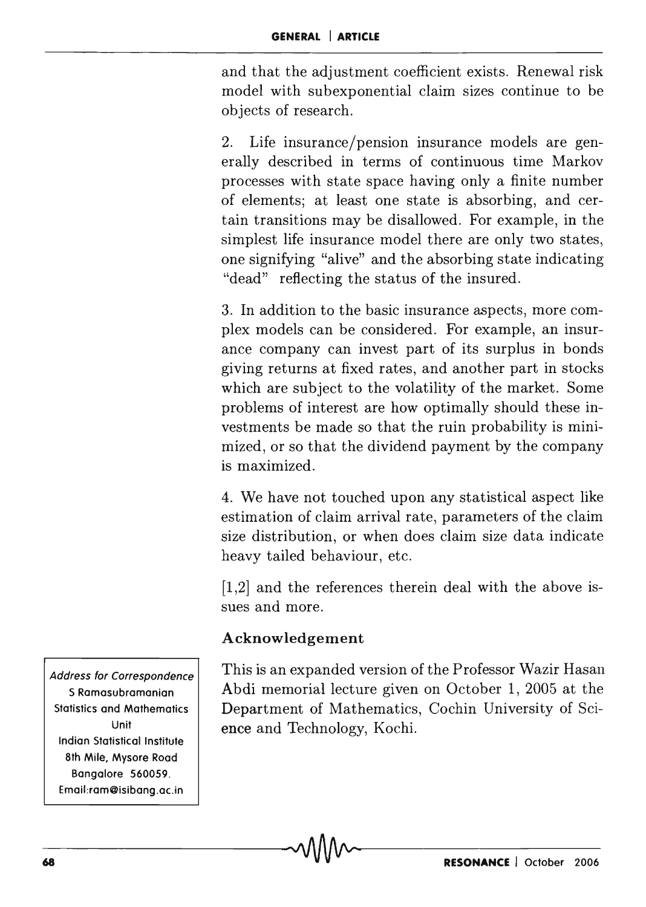and that the adjustment coefficient exists. Renewal risk model with subexponential claim sizes continue to be objects of research.

2. Life insurance/pension insurance models are generally described in terms of continuous time Markov processes with state space having only a finite number of elements; at least one state is absorbing, and certain transitions may be disallowed. For example, in the simplest life insurance model there are only two states, one signifying "alive" and the absorbing state indicating "dead" reflecting the status of the insured.

3. In addition to the basic insurance aspects, more complex models can be considered. For example, an insurance company can invest part of its surplus in bonds giving returns at fixed rates, and another part in stocks which are subject to the volatility of the market. Some problems of interest are how optimally should these investments be made so that the ruin probability is minimized, or so that the dividend payment by the company is maximized.

4. We have not touched upon any statistical aspect like estimation of claim arrival rate, parameters of the claim size distribution, or when does claim size data indicate heavy tailed behaviour, etc.

[1,2] and the references therein deal with the above issues and more.

### Acknowledgement

This is an expanded version of the Professor Wazir Hasan Abdi memorial lecture given on October 1, 2005 at the Department of Mathematics, Cochin University of Science and Technology, Kochi.

*Address for Correspondence*
S Ramasubramanian
Statistics and Mathematics Unit
Indian Statistical Institute
8th Mile, Mysore Road
Bangalore 560059.
Email:ram@isibang.ac.in